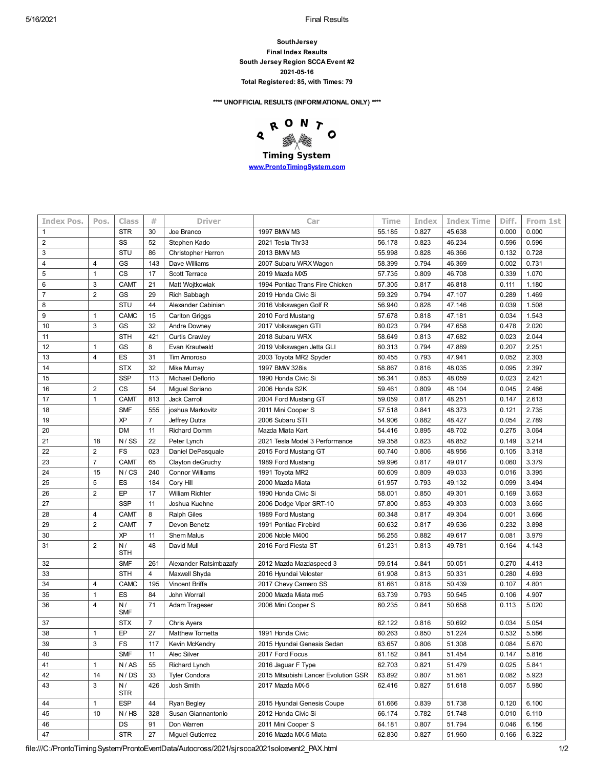**SouthJersey**

**Final Index Results**

**South Jersey Region SCCA Event #2**

**2021-05-16**

**Total Registered: 85, with Times: 79**

**\*\*\*\* UNOFFICIAL RESULTS (INFORMATIONAL ONLY) \*\*\*\***

**PRONTO Timing System**

www.ProntoTimingSystem.com

| Index Pos. | Pos. | Class | # | Driver | Car | Time | Index | Index Time | Diff. | From 1st |
|---|---|---|---|---|---|---|---|---|---|---|
| 1 | | STR | 30 | Joe Branco | 1997 BMW M3 | 55.185 | 0.827 | 45.638 | 0.000 | 0.000 |
| 2 | | SS | 52 | Stephen Kado | 2021 Tesla Thr33 | 56.178 | 0.823 | 46.234 | 0.596 | 0.596 |
| 3 | | STU | 86 | Christopher Herron | 2013 BMW M3 | 55.998 | 0.828 | 46.366 | 0.132 | 0.728 |
| 4 | 4 | GS | 143 | Dave Williams | 2007 Subaru WRX Wagon | 58.399 | 0.794 | 46.369 | 0.002 | 0.731 |
| 5 | 1 | CS | 17 | Scott Terrace | 2019 Mazda MX5 | 57.735 | 0.809 | 46.708 | 0.339 | 1.070 |
| 6 | 3 | CAMT | 21 | Matt Wojtkowiak | 1994 Pontiac Trans Fire Chicken | 57.305 | 0.817 | 46.818 | 0.111 | 1.180 |
| 7 | 2 | GS | 29 | Rich Sabbagh | 2019 Honda Civic Si | 59.329 | 0.794 | 47.107 | 0.289 | 1.469 |
| 8 | | STU | 44 | Alexander Cabinian | 2016 Volkswagen Golf R | 56.940 | 0.828 | 47.146 | 0.039 | 1.508 |
| 9 | 1 | CAMC | 15 | Carlton Griggs | 2010 Ford Mustang | 57.678 | 0.818 | 47.181 | 0.034 | 1.543 |
| 10 | 3 | GS | 32 | Andre Downey | 2017 Volkswagen GTI | 60.023 | 0.794 | 47.658 | 0.478 | 2.020 |
| 11 | | STH | 421 | Curtis Crawley | 2018 Subaru WRX | 58.649 | 0.813 | 47.682 | 0.023 | 2.044 |
| 12 | 1 | GS | 8 | Evan Krautwald | 2019 Volkswagen Jetta GLI | 60.313 | 0.794 | 47.889 | 0.207 | 2.251 |
| 13 | 4 | ES | 31 | Tim Amoroso | 2003 Toyota MR2 Spyder | 60.455 | 0.793 | 47.941 | 0.052 | 2.303 |
| 14 | | STX | 32 | Mike Murray | 1997 BMW 328is | 58.867 | 0.816 | 48.035 | 0.095 | 2.397 |
| 15 | | SSP | 113 | Michael Deflorio | 1990 Honda Civic Si | 56.341 | 0.853 | 48.059 | 0.023 | 2.421 |
| 16 | 2 | CS | 54 | Miguel Soriano | 2006 Honda S2K | 59.461 | 0.809 | 48.104 | 0.045 | 2.466 |
| 17 | 1 | CAMT | 813 | Jack Carroll | 2004 Ford Mustang GT | 59.059 | 0.817 | 48.251 | 0.147 | 2.613 |
| 18 | | SMF | 555 | joshua Markovitz | 2011 Mini Cooper S | 57.518 | 0.841 | 48.373 | 0.121 | 2.735 |
| 19 | | XP | 7 | Jeffrey Dutra | 2006 Subaru STI | 54.906 | 0.882 | 48.427 | 0.054 | 2.789 |
| 20 | | DM | 11 | Richard Domm | Mazda Miata Kart | 54.416 | 0.895 | 48.702 | 0.275 | 3.064 |
| 21 | 18 | N / SS | 22 | Peter Lynch | 2021 Tesla Model 3 Performance | 59.358 | 0.823 | 48.852 | 0.149 | 3.214 |
| 22 | 2 | FS | 023 | Daniel DePasquale | 2015 Ford Mustang GT | 60.740 | 0.806 | 48.956 | 0.105 | 3.318 |
| 23 | 7 | CAMT | 65 | Clayton deGruchy | 1989 Ford Mustang | 59.996 | 0.817 | 49.017 | 0.060 | 3.379 |
| 24 | 15 | N / CS | 240 | Connor Williams | 1991 Toyota MR2 | 60.609 | 0.809 | 49.033 | 0.016 | 3.395 |
| 25 | 5 | ES | 184 | Cory Hill | 2000 Mazda Miata | 61.957 | 0.793 | 49.132 | 0.099 | 3.494 |
| 26 | 2 | EP | 17 | William Richter | 1990 Honda Civic Si | 58.001 | 0.850 | 49.301 | 0.169 | 3.663 |
| 27 | | SSP | 11 | Joshua Kuehne | 2006 Dodge Viper SRT-10 | 57.800 | 0.853 | 49.303 | 0.003 | 3.665 |
| 28 | 4 | CAMT | 8 | Ralph Giles | 1989 Ford Mustang | 60.348 | 0.817 | 49.304 | 0.001 | 3.666 |
| 29 | 2 | CAMT | 7 | Devon Benetz | 1991 Pontiac Firebird | 60.632 | 0.817 | 49.536 | 0.232 | 3.898 |
| 30 | | XP | 11 | Shem Malus | 2006 Noble M400 | 56.255 | 0.882 | 49.617 | 0.081 | 3.979 |
| 31 | 2 | N / STH | 48 | David Mull | 2016 Ford Fiesta ST | 61.231 | 0.813 | 49.781 | 0.164 | 4.143 |
| 32 | | SMF | 261 | Alexander Ratsimbazafy | 2012 Mazda Mazdaspeed 3 | 59.514 | 0.841 | 50.051 | 0.270 | 4.413 |
| 33 | | STH | 4 | Maxwell Shyda | 2016 Hyundai Veloster | 61.908 | 0.813 | 50.331 | 0.280 | 4.693 |
| 34 | 4 | CAMC | 195 | Vincent Briffa | 2017 Chevy Camaro SS | 61.661 | 0.818 | 50.439 | 0.107 | 4.801 |
| 35 | 1 | ES | 84 | John Worrall | 2000 Mazda Miata mx5 | 63.739 | 0.793 | 50.545 | 0.106 | 4.907 |
| 36 | 4 | N / SMF | 71 | Adam Trageser | 2006 Mini Cooper S | 60.235 | 0.841 | 50.658 | 0.113 | 5.020 |
| 37 | | STX | 7 | Chris Ayers | | 62.122 | 0.816 | 50.692 | 0.034 | 5.054 |
| 38 | 1 | EP | 27 | Matthew Tornetta | 1991 Honda Civic | 60.263 | 0.850 | 51.224 | 0.532 | 5.586 |
| 39 | 3 | FS | 117 | Kevin McKendry | 2015 Hyundai Genesis Sedan | 63.657 | 0.806 | 51.308 | 0.084 | 5.670 |
| 40 | | SMF | 11 | Alec Silver | 2017 Ford Focus | 61.182 | 0.841 | 51.454 | 0.147 | 5.816 |
| 41 | 1 | N / AS | 55 | Richard Lynch | 2016 Jaguar F Type | 62.703 | 0.821 | 51.479 | 0.025 | 5.841 |
| 42 | 14 | N / DS | 33 | Tyler Condora | 2015 Mitsubishi Lancer Evolution GSR | 63.892 | 0.807 | 51.561 | 0.082 | 5.923 |
| 43 | 3 | N / STR | 426 | Josh Smith | 2017 Mazda MX-5 | 62.416 | 0.827 | 51.618 | 0.057 | 5.980 |
| 44 | 1 | ESP | 44 | Ryan Begley | 2015 Hyundai Genesis Coupe | 61.666 | 0.839 | 51.738 | 0.120 | 6.100 |
| 45 | 10 | N / HS | 328 | Susan Giannantonio | 2012 Honda Civic Si | 66.174 | 0.782 | 51.748 | 0.010 | 6.110 |
| 46 | | DS | 91 | Don Warren | 2011 Mini Cooper S | 64.181 | 0.807 | 51.794 | 0.046 | 6.156 |
| 47 | | STR | 27 | Miguel Gutierrez | 2016 Mazda MX-5 Miata | 62.830 | 0.827 | 51.960 | 0.166 | 6.322 |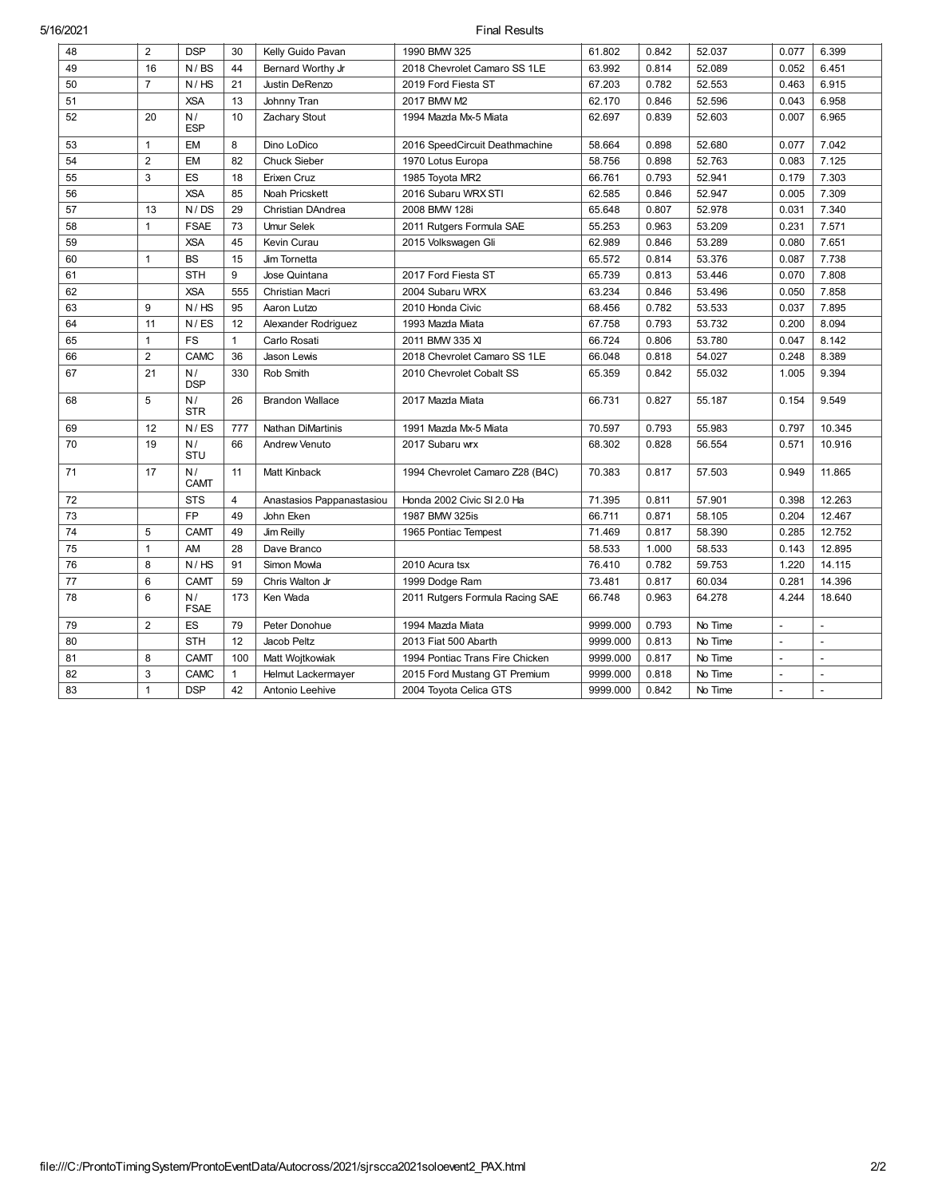| | | | | | | | | | | |
|---|---|---|---|---|---|---|---|---|---|---|
| 48 | 2 | DSP | 30 | Kelly Guido Pavan | 1990 BMW 325 | 61.802 | 0.842 | 52.037 | 0.077 | 6.399 |
| 49 | 16 | N / BS | 44 | Bernard Worthy Jr | 2018 Chevrolet Camaro SS 1LE | 63.992 | 0.814 | 52.089 | 0.052 | 6.451 |
| 50 | 7 | N / HS | 21 | Justin DeRenzo | 2019 Ford Fiesta ST | 67.203 | 0.782 | 52.553 | 0.463 | 6.915 |
| 51 | | XSA | 13 | Johnny Tran | 2017 BMW M2 | 62.170 | 0.846 | 52.596 | 0.043 | 6.958 |
| 52 | 20 | N / ESP | 10 | Zachary Stout | 1994 Mazda Mx-5 Miata | 62.697 | 0.839 | 52.603 | 0.007 | 6.965 |
| 53 | 1 | EM | 8 | Dino LoDico | 2016 SpeedCircuit Deathmachine | 58.664 | 0.898 | 52.680 | 0.077 | 7.042 |
| 54 | 2 | EM | 82 | Chuck Sieber | 1970 Lotus Europa | 58.756 | 0.898 | 52.763 | 0.083 | 7.125 |
| 55 | 3 | ES | 18 | Erixen Cruz | 1985 Toyota MR2 | 66.761 | 0.793 | 52.941 | 0.179 | 7.303 |
| 56 | | XSA | 85 | Noah Pricskett | 2016 Subaru WRX STI | 62.585 | 0.846 | 52.947 | 0.005 | 7.309 |
| 57 | 13 | N / DS | 29 | Christian DAndrea | 2008 BMW 128i | 65.648 | 0.807 | 52.978 | 0.031 | 7.340 |
| 58 | 1 | FSAE | 73 | Umur Selek | 2011 Rutgers Formula SAE | 55.253 | 0.963 | 53.209 | 0.231 | 7.571 |
| 59 | | XSA | 45 | Kevin Curau | 2015 Volkswagen Gli | 62.989 | 0.846 | 53.289 | 0.080 | 7.651 |
| 60 | 1 | BS | 15 | Jim Tornetta | | 65.572 | 0.814 | 53.376 | 0.087 | 7.738 |
| 61 | | STH | 9 | Jose Quintana | 2017 Ford Fiesta ST | 65.739 | 0.813 | 53.446 | 0.070 | 7.808 |
| 62 | | XSA | 555 | Christian Macri | 2004 Subaru WRX | 63.234 | 0.846 | 53.496 | 0.050 | 7.858 |
| 63 | 9 | N / HS | 95 | Aaron Lutzo | 2010 Honda Civic | 68.456 | 0.782 | 53.533 | 0.037 | 7.895 |
| 64 | 11 | N / ES | 12 | Alexander Rodriguez | 1993 Mazda Miata | 67.758 | 0.793 | 53.732 | 0.200 | 8.094 |
| 65 | 1 | FS | 1 | Carlo Rosati | 2011 BMW 335 XI | 66.724 | 0.806 | 53.780 | 0.047 | 8.142 |
| 66 | 2 | CAMC | 36 | Jason Lewis | 2018 Chevrolet Camaro SS 1LE | 66.048 | 0.818 | 54.027 | 0.248 | 8.389 |
| 67 | 21 | N / DSP | 330 | Rob Smith | 2010 Chevrolet Cobalt SS | 65.359 | 0.842 | 55.032 | 1.005 | 9.394 |
| 68 | 5 | N / STR | 26 | Brandon Wallace | 2017 Mazda Miata | 66.731 | 0.827 | 55.187 | 0.154 | 9.549 |
| 69 | 12 | N / ES | 777 | Nathan DiMartinis | 1991 Mazda Mx-5 Miata | 70.597 | 0.793 | 55.983 | 0.797 | 10.345 |
| 70 | 19 | N / STU | 66 | Andrew Venuto | 2017 Subaru wrx | 68.302 | 0.828 | 56.554 | 0.571 | 10.916 |
| 71 | 17 | N / CAMT | 11 | Matt Kinback | 1994 Chevrolet Camaro Z28 (B4C) | 70.383 | 0.817 | 57.503 | 0.949 | 11.865 |
| 72 | | STS | 4 | Anastasios Pappanastasiou | Honda 2002 Civic SI 2.0 Ha | 71.395 | 0.811 | 57.901 | 0.398 | 12.263 |
| 73 | | FP | 49 | John Eken | 1987 BMW 325is | 66.711 | 0.871 | 58.105 | 0.204 | 12.467 |
| 74 | 5 | CAMT | 49 | Jim Reilly | 1965 Pontiac Tempest | 71.469 | 0.817 | 58.390 | 0.285 | 12.752 |
| 75 | 1 | AM | 28 | Dave Branco | | 58.533 | 1.000 | 58.533 | 0.143 | 12.895 |
| 76 | 8 | N / HS | 91 | Simon Mowla | 2010 Acura tsx | 76.410 | 0.782 | 59.753 | 1.220 | 14.115 |
| 77 | 6 | CAMT | 59 | Chris Walton Jr | 1999 Dodge Ram | 73.481 | 0.817 | 60.034 | 0.281 | 14.396 |
| 78 | 6 | N / FSAE | 173 | Ken Wada | 2011 Rutgers Formula Racing SAE | 66.748 | 0.963 | 64.278 | 4.244 | 18.640 |
| 79 | 2 | ES | 79 | Peter Donohue | 1994 Mazda Miata | 9999.000 | 0.793 | No Time | - | - |
| 80 | | STH | 12 | Jacob Peltz | 2013 Fiat 500 Abarth | 9999.000 | 0.813 | No Time | - | - |
| 81 | 8 | CAMT | 100 | Matt Wojtkowiak | 1994 Pontiac Trans Fire Chicken | 9999.000 | 0.817 | No Time | - | - |
| 82 | 3 | CAMC | 1 | Helmut Lackermayer | 2015 Ford Mustang GT Premium | 9999.000 | 0.818 | No Time | - | - |
| 83 | 1 | DSP | 42 | Antonio Leehive | 2004 Toyota Celica GTS | 9999.000 | 0.842 | No Time | - | - |